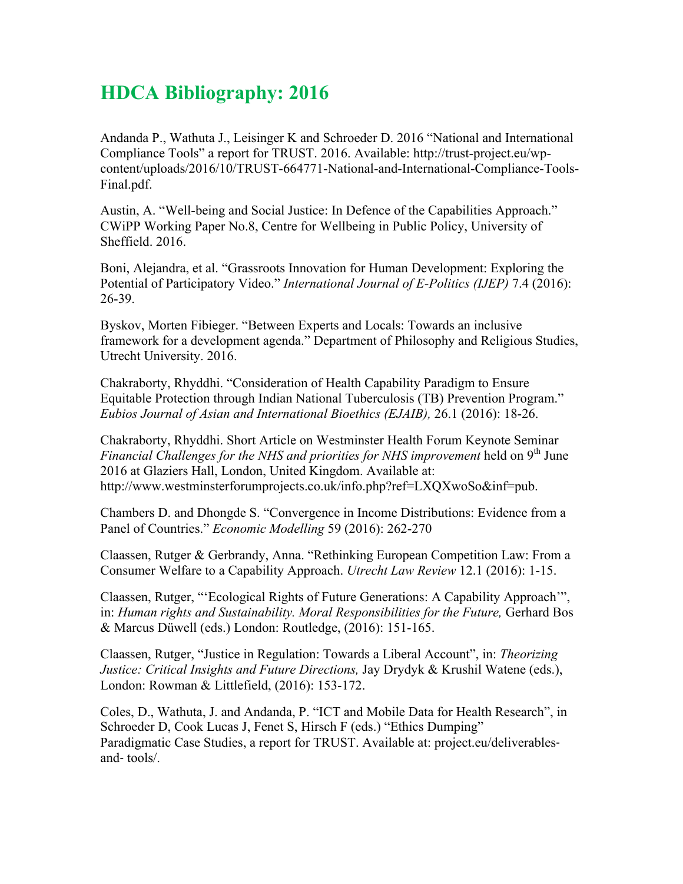# HDCA Bibliography: 2016

Andanda P., Wathuta J., Leisinger K and Schroeder D. 2016 "National and International Compliance Tools" a report for TRUST. 2016. Available: http://trust-project.eu/wp-content/uploads/2016/10/TRUST-664771-National-and-International-Compliance-Tools-Final.pdf.

Austin, A. "Well-being and Social Justice: In Defence of the Capabilities Approach." CWiPP Working Paper No.8, Centre for Wellbeing in Public Policy, University of Sheffield. 2016.

Boni, Alejandra, et al. "Grassroots Innovation for Human Development: Exploring the Potential of Participatory Video." *International Journal of E-Politics (IJEP)* 7.4 (2016): 26-39.

Byskov, Morten Fibieger. "Between Experts and Locals: Towards an inclusive framework for a development agenda." Department of Philosophy and Religious Studies, Utrecht University. 2016.

Chakraborty, Rhyddhi. "Consideration of Health Capability Paradigm to Ensure Equitable Protection through Indian National Tuberculosis (TB) Prevention Program." *Eubios Journal of Asian and International Bioethics (EJAIB),* 26.1 (2016): 18-26.

Chakraborty, Rhyddhi. Short Article on Westminster Health Forum Keynote Seminar *Financial Challenges for the NHS and priorities for NHS improvement* held on 9th June 2016 at Glaziers Hall, London, United Kingdom. Available at: http://www.westminsterforumprojects.co.uk/info.php?ref=LXQXwoSo&inf=pub.

Chambers D. and Dhongde S. "Convergence in Income Distributions: Evidence from a Panel of Countries." *Economic Modelling* 59 (2016): 262-270

Claassen, Rutger & Gerbrandy, Anna. "Rethinking European Competition Law: From a Consumer Welfare to a Capability Approach. *Utrecht Law Review* 12.1 (2016): 1-15.

Claassen, Rutger, "'Ecological Rights of Future Generations: A Capability Approach'", in: *Human rights and Sustainability. Moral Responsibilities for the Future,* Gerhard Bos & Marcus Düwell (eds.) London: Routledge, (2016): 151-165.

Claassen, Rutger, "Justice in Regulation: Towards a Liberal Account", in: *Theorizing Justice: Critical Insights and Future Directions,* Jay Drydyk & Krushil Watene (eds.), London: Rowman & Littlefield, (2016): 153-172.

Coles, D., Wathuta, J. and Andanda, P. "ICT and Mobile Data for Health Research", in Schroeder D, Cook Lucas J, Fenet S, Hirsch F (eds.) "Ethics Dumping" Paradigmatic Case Studies, a report for TRUST. Available at: project.eu/deliverables-and- tools/.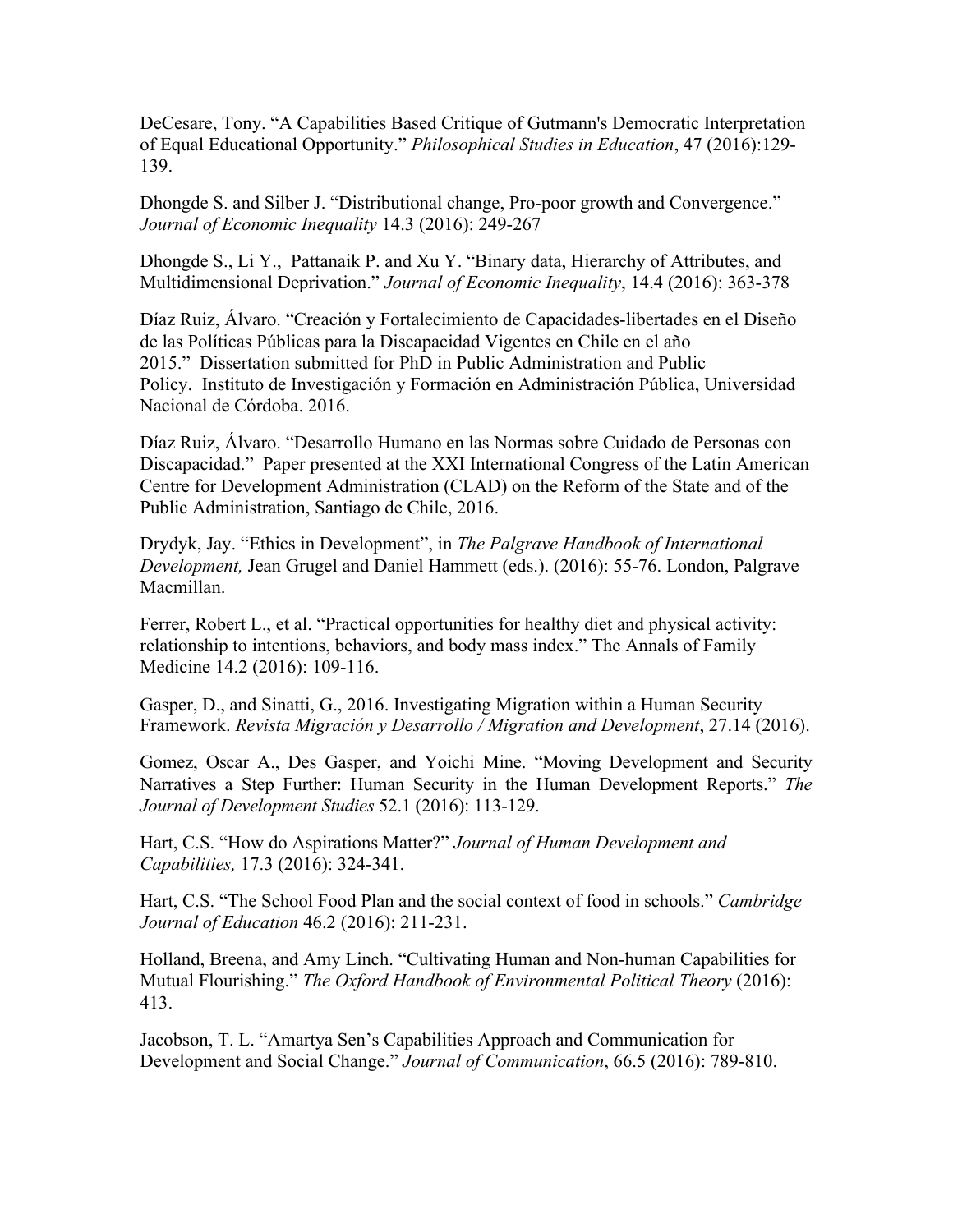DeCesare, Tony. “A Capabilities Based Critique of Gutmann's Democratic Interpretation of Equal Educational Opportunity.” *Philosophical Studies in Education*, 47 (2016):129-139.

Dhongde S. and Silber J. “Distributional change, Pro-poor growth and Convergence.” *Journal of Economic Inequality* 14.3 (2016): 249-267

Dhongde S., Li Y., Pattanaik P. and Xu Y. “Binary data, Hierarchy of Attributes, and Multidimensional Deprivation.” *Journal of Economic Inequality*, 14.4 (2016): 363-378

Díaz Ruiz, Álvaro. “Creación y Fortalecimiento de Capacidades-libertades en el Diseño de las Políticas Públicas para la Discapacidad Vigentes en Chile en el año 2015.” Dissertation submitted for PhD in Public Administration and Public Policy. Instituto de Investigación y Formación en Administración Pública, Universidad Nacional de Córdoba. 2016.

Díaz Ruiz, Álvaro. “Desarrollo Humano en las Normas sobre Cuidado de Personas con Discapacidad.” Paper presented at the XXI International Congress of the Latin American Centre for Development Administration (CLAD) on the Reform of the State and of the Public Administration, Santiago de Chile, 2016.

Drydyk, Jay. “Ethics in Development”, in *The Palgrave Handbook of International Development,* Jean Grugel and Daniel Hammett (eds.). (2016): 55-76. London, Palgrave Macmillan.

Ferrer, Robert L., et al. “Practical opportunities for healthy diet and physical activity: relationship to intentions, behaviors, and body mass index.” The Annals of Family Medicine 14.2 (2016): 109-116.

Gasper, D., and Sinatti, G., 2016. Investigating Migration within a Human Security Framework. *Revista Migración y Desarrollo / Migration and Development*, 27.14 (2016).

Gomez, Oscar A., Des Gasper, and Yoichi Mine. “Moving Development and Security Narratives a Step Further: Human Security in the Human Development Reports.” *The Journal of Development Studies* 52.1 (2016): 113-129.

Hart, C.S. “How do Aspirations Matter?” *Journal of Human Development and Capabilities,* 17.3 (2016): 324-341.

Hart, C.S. “The School Food Plan and the social context of food in schools.” *Cambridge Journal of Education* 46.2 (2016): 211-231.

Holland, Breena, and Amy Linch. “Cultivating Human and Non-human Capabilities for Mutual Flourishing.” *The Oxford Handbook of Environmental Political Theory* (2016): 413.

Jacobson, T. L. “Amartya Sen’s Capabilities Approach and Communication for Development and Social Change.” *Journal of Communication*, 66.5 (2016): 789-810.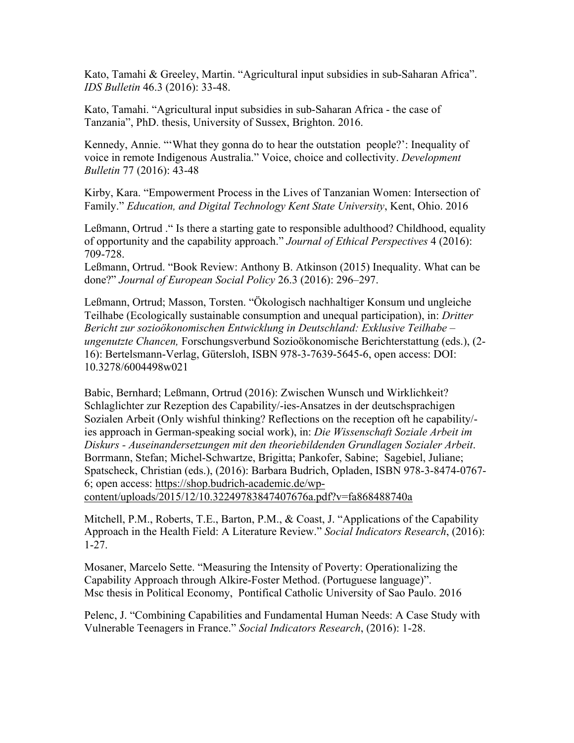Kato, Tamahi & Greeley, Martin. "Agricultural input subsidies in sub-Saharan Africa". *IDS Bulletin* 46.3 (2016): 33-48.

Kato, Tamahi. "Agricultural input subsidies in sub-Saharan Africa - the case of Tanzania", PhD. thesis, University of Sussex, Brighton. 2016.

Kennedy, Annie. "'What they gonna do to hear the outstation people?': Inequality of voice in remote Indigenous Australia." Voice, choice and collectivity. *Development Bulletin* 77 (2016): 43-48

Kirby, Kara. "Empowerment Process in the Lives of Tanzanian Women: Intersection of Family." *Education, and Digital Technology Kent State University*, Kent, Ohio. 2016

Leßmann, Ortrud ." Is there a starting gate to responsible adulthood? Childhood, equality of opportunity and the capability approach." *Journal of Ethical Perspectives* 4 (2016): 709-728.
Leßmann, Ortrud. "Book Review: Anthony B. Atkinson (2015) Inequality. What can be done?" *Journal of European Social Policy* 26.3 (2016): 296–297.

Leßmann, Ortrud; Masson, Torsten. "Ökologisch nachhaltiger Konsum und ungleiche Teilhabe (Ecologically sustainable consumption and unequal participation), in: *Dritter Bericht zur sozioökonomischen Entwicklung in Deutschland: Exklusive Teilhabe – ungenutzte Chancen,* Forschungsverbund Sozioökonomische Berichterstattung (eds.), (2-16): Bertelsmann-Verlag, Gütersloh, ISBN 978-3-7639-5645-6, open access: DOI: 10.3278/6004498w021

Babic, Bernhard; Leßmann, Ortrud (2016): Zwischen Wunsch und Wirklichkeit? Schlaglichter zur Rezeption des Capability/-ies-Ansatzes in der deutschsprachigen Sozialen Arbeit (Only wishful thinking? Reflections on the reception oft he capability/-ies approach in German-speaking social work), in: *Die Wissenschaft Soziale Arbeit im Diskurs - Auseinandersetzungen mit den theoriebildenden Grundlagen Sozialer Arbeit*. Borrmann, Stefan; Michel-Schwartze, Brigitta; Pankofer, Sabine; Sagebiel, Juliane; Spatscheck, Christian (eds.), (2016): Barbara Budrich, Opladen, ISBN 978-3-8474-0767-6; open access: https://shop.budrich-academic.de/wp-content/uploads/2015/12/10.32249783847407676a.pdf?v=fa868488740a

Mitchell, P.M., Roberts, T.E., Barton, P.M., & Coast, J. "Applications of the Capability Approach in the Health Field: A Literature Review." *Social Indicators Research*, (2016): 1-27.

Mosaner, Marcelo Sette. "Measuring the Intensity of Poverty: Operationalizing the Capability Approach through Alkire-Foster Method. (Portuguese language)". Msc thesis in Political Economy, Pontifical Catholic University of Sao Paulo. 2016

Pelenc, J. "Combining Capabilities and Fundamental Human Needs: A Case Study with Vulnerable Teenagers in France." *Social Indicators Research*, (2016): 1-28.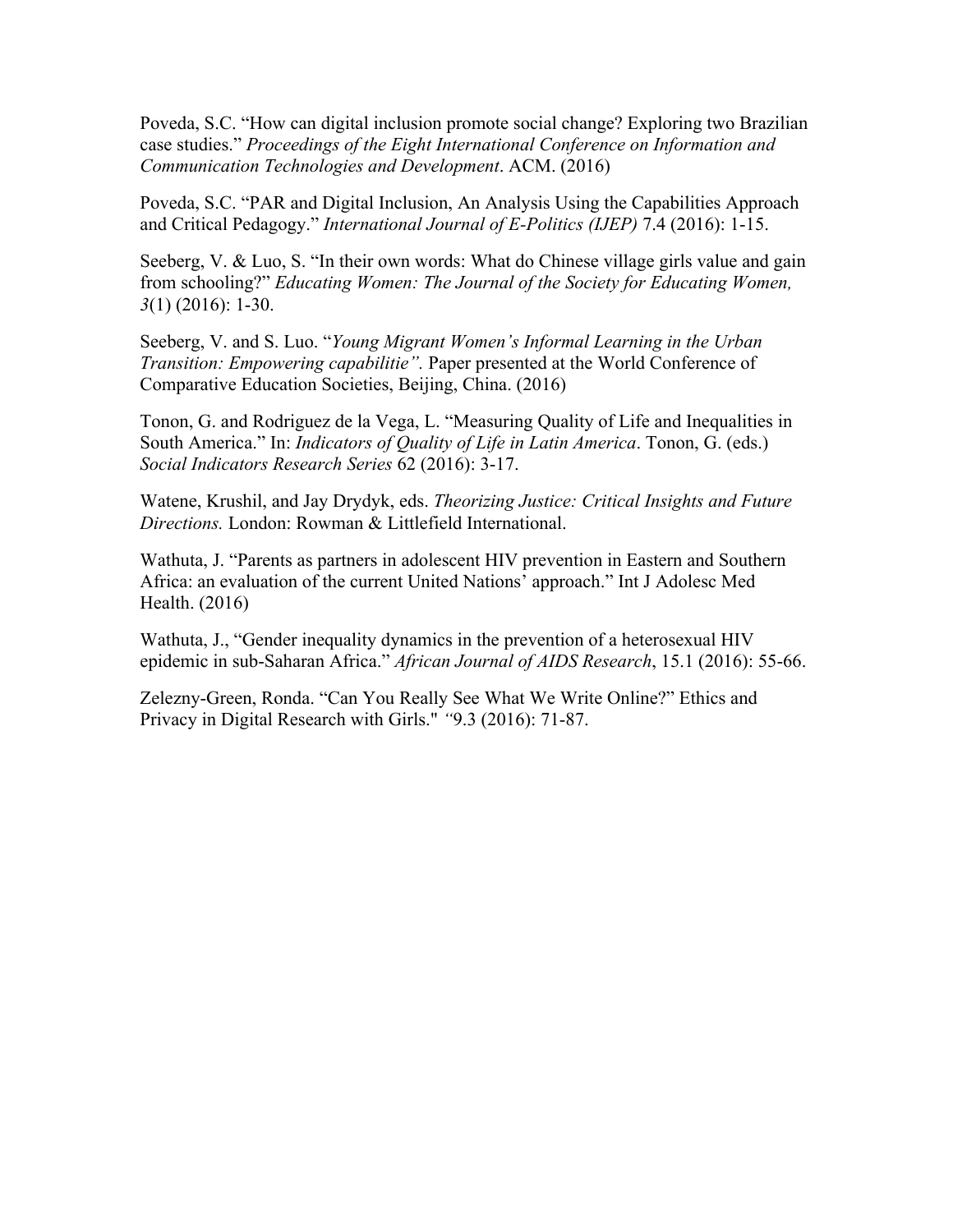Poveda, S.C. “How can digital inclusion promote social change? Exploring two Brazilian case studies.” *Proceedings of the Eight International Conference on Information and Communication Technologies and Development*. ACM. (2016)

Poveda, S.C. “PAR and Digital Inclusion, An Analysis Using the Capabilities Approach and Critical Pedagogy.” *International Journal of E-Politics (IJEP)* 7.4 (2016): 1-15.

Seeberg, V. & Luo, S. “In their own words: What do Chinese village girls value and gain from schooling?” *Educating Women: The Journal of the Society for Educating Women, 3*(1) (2016): 1-30.

Seeberg, V. and S. Luo. “*Young Migrant Women’s Informal Learning in the Urban Transition: Empowering capabilitie”.* Paper presented at the World Conference of Comparative Education Societies, Beijing, China. (2016)

Tonon, G. and Rodriguez de la Vega, L. “Measuring Quality of Life and Inequalities in South America.” In: *Indicators of Quality of Life in Latin America*. Tonon, G. (eds.) *Social Indicators Research Series* 62 (2016): 3-17.

Watene, Krushil, and Jay Drydyk, eds. *Theorizing Justice: Critical Insights and Future Directions.* London: Rowman & Littlefield International.

Wathuta, J. “Parents as partners in adolescent HIV prevention in Eastern and Southern Africa: an evaluation of the current United Nations’ approach.” Int J Adolesc Med Health. (2016)

Wathuta, J., “Gender inequality dynamics in the prevention of a heterosexual HIV epidemic in sub-Saharan Africa.” *African Journal of AIDS Research*, 15.1 (2016): 55-66.

Zelezny-Green, Ronda. “Can You Really See What We Write Online?” Ethics and Privacy in Digital Research with Girls." *“*9.3 (2016): 71-87.